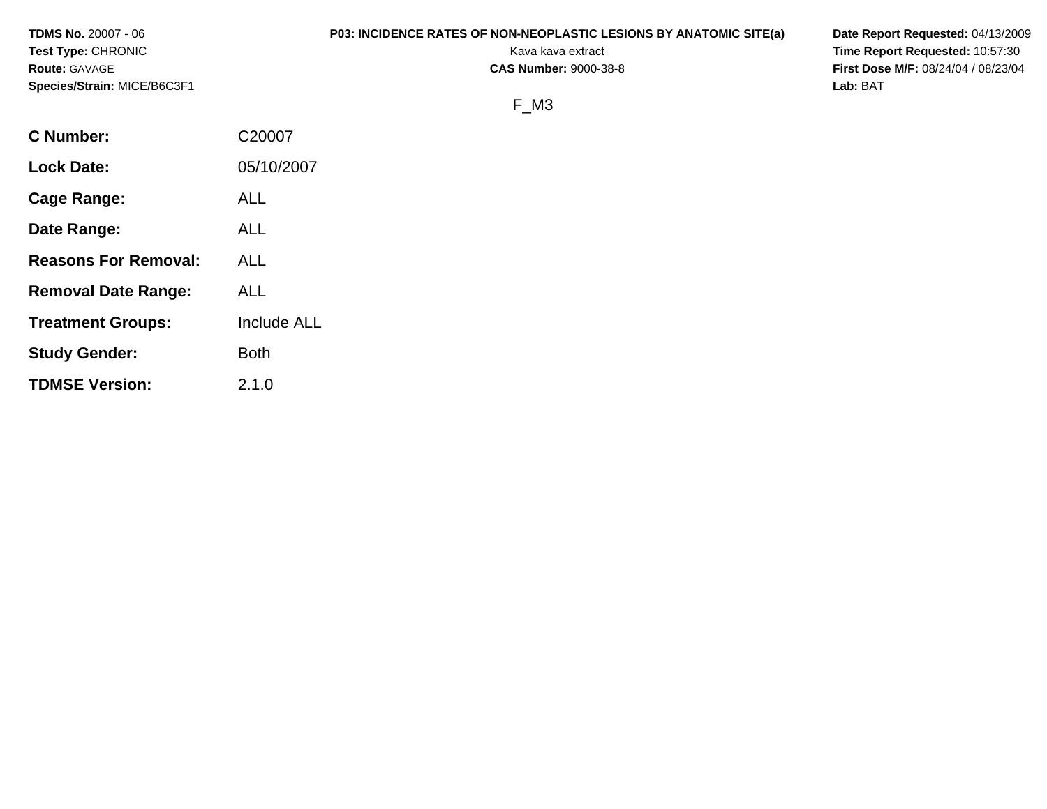**TDMS No.** 20007 - 06
**Test Type:** CHRONIC
**Route:** GAVAGE
**Species/Strain:** MICE/B6C3F1

**P03: INCIDENCE RATES OF NON-NEOPLASTIC LESIONS BY ANATOMIC SITE(a)**
Kava kava extract
**CAS Number:** 9000-38-8

**Date Report Requested:** 04/13/2009
**Time Report Requested:** 10:57:30
**First Dose M/F:** 08/24/04 / 08/23/04
**Lab:** BAT

F_M3

| | |
|---|---|
| **C Number:** | C20007 |
| **Lock Date:** | 05/10/2007 |
| **Cage Range:** | ALL |
| **Date Range:** | ALL |
| **Reasons For Removal:** | ALL |
| **Removal Date Range:** | ALL |
| **Treatment Groups:** | Include ALL |
| **Study Gender:** | Both |
| **TDMSE Version:** | 2.1.0 |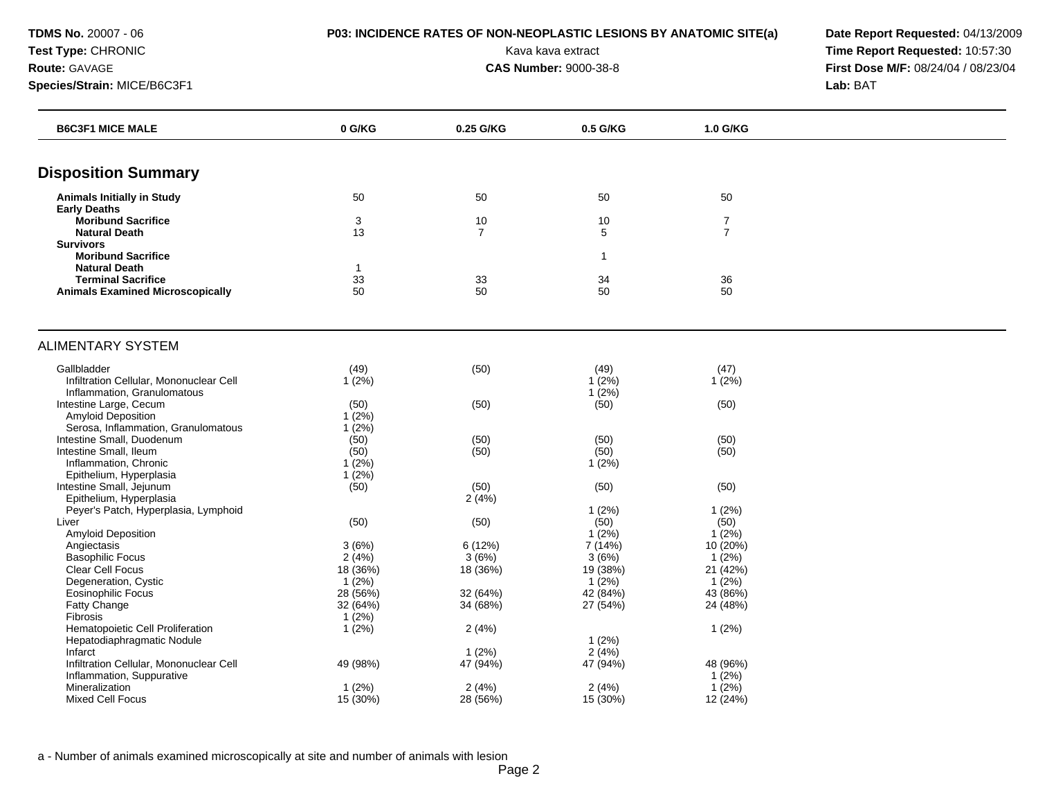**TDMS No.** 20007 - 06
**Test Type:** CHRONIC
**Route:** GAVAGE
**Species/Strain:** MICE/B6C3F1

**P03: INCIDENCE RATES OF NON-NEOPLASTIC LESIONS BY ANATOMIC SITE(a)**
Kava kava extract
**CAS Number:** 9000-38-8

**Date Report Requested:** 04/13/2009
**Time Report Requested:** 10:57:30
**First Dose M/F:** 08/24/04 / 08/23/04
**Lab:** BAT

| B6C3F1 MICE MALE | 0 G/KG | 0.25 G/KG | 0.5 G/KG | 1.0 G/KG |
|---|---|---|---|---|

## Disposition Summary

| | 0 G/KG | 0.25 G/KG | 0.5 G/KG | 1.0 G/KG |
|---|---|---|---|---|
| **Animals Initially in Study** | 50 | 50 | 50 | 50 |
| **Early Deaths** | | | | |
| **Moribund Sacrifice** | 3 | 10 | 10 | 7 |
| **Natural Death** | 13 | 7 | 5 | 7 |
| **Survivors** | | | | |
| **Moribund Sacrifice** | | | 1 | |
| **Natural Death** | 1 | | | |
| **Terminal Sacrifice** | 33 | 33 | 34 | 36 |
| **Animals Examined Microscopically** | 50 | 50 | 50 | 50 |

## ALIMENTARY SYSTEM

| | 0 G/KG | 0.25 G/KG | 0.5 G/KG | 1.0 G/KG |
|---|---|---|---|---|
| Gallbladder | (49) | (50) | (49) | (47) |
| Infiltration Cellular, Mononuclear Cell | 1 (2%) | | 1 (2%) | 1 (2%) |
| Inflammation, Granulomatous | | | 1 (2%) | |
| Intestine Large, Cecum | (50) | (50) | (50) | (50) |
| Amyloid Deposition | 1 (2%) | | | |
| Serosa, Inflammation, Granulomatous | 1 (2%) | | | |
| Intestine Small, Duodenum | (50) | (50) | (50) | (50) |
| Intestine Small, Ileum | (50) | (50) | (50) | (50) |
| Inflammation, Chronic | 1 (2%) | | 1 (2%) | |
| Epithelium, Hyperplasia | 1 (2%) | | | |
| Intestine Small, Jejunum | (50) | (50) | (50) | (50) |
| Epithelium, Hyperplasia | | 2 (4%) | | |
| Peyer's Patch, Hyperplasia, Lymphoid | | | 1 (2%) | 1 (2%) |
| Liver | (50) | (50) | (50) | (50) |
| Amyloid Deposition | | | 1 (2%) | 1 (2%) |
| Angiectasis | 3 (6%) | 6 (12%) | 7 (14%) | 10 (20%) |
| Basophilic Focus | 2 (4%) | 3 (6%) | 3 (6%) | 1 (2%) |
| Clear Cell Focus | 18 (36%) | 18 (36%) | 19 (38%) | 21 (42%) |
| Degeneration, Cystic | 1 (2%) | | 1 (2%) | 1 (2%) |
| Eosinophilic Focus | 28 (56%) | 32 (64%) | 42 (84%) | 43 (86%) |
| Fatty Change | 32 (64%) | 34 (68%) | 27 (54%) | 24 (48%) |
| Fibrosis | 1 (2%) | | | |
| Hematopoietic Cell Proliferation | 1 (2%) | 2 (4%) | | 1 (2%) |
| Hepatodiaphragmatic Nodule | | | 1 (2%) | |
| Infarct | | 1 (2%) | 2 (4%) | |
| Infiltration Cellular, Mononuclear Cell | 49 (98%) | 47 (94%) | 47 (94%) | 48 (96%) |
| Inflammation, Suppurative | | | | 1 (2%) |
| Mineralization | 1 (2%) | 2 (4%) | 2 (4%) | 1 (2%) |
| Mixed Cell Focus | 15 (30%) | 28 (56%) | 15 (30%) | 12 (24%) |

a - Number of animals examined microscopically at site and number of animals with lesion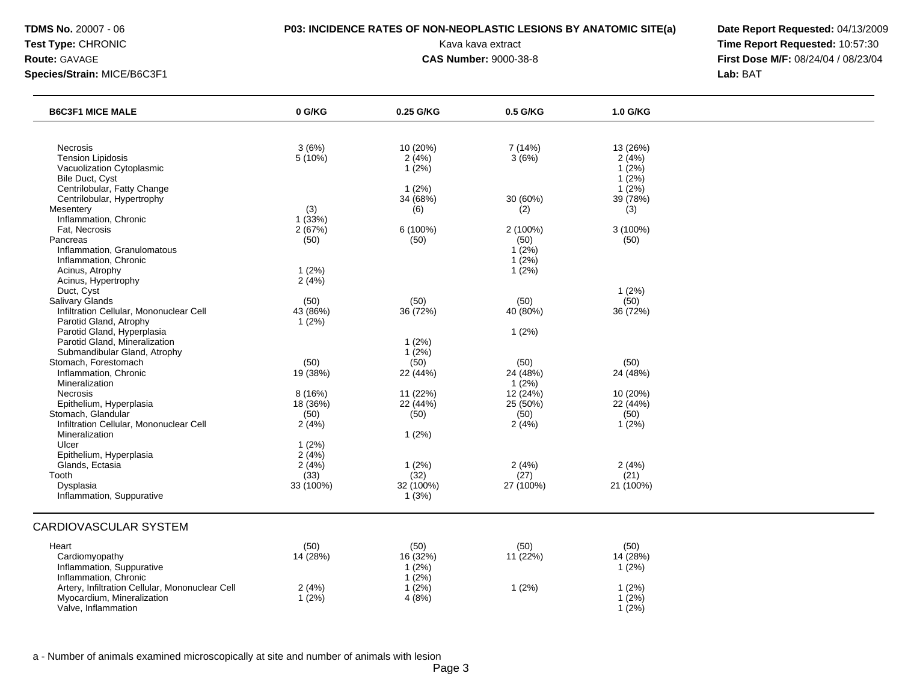**TDMS No.** 20007 - 06
**Test Type:** CHRONIC
**Route:** GAVAGE
**Species/Strain:** MICE/B6C3F1

**P03: INCIDENCE RATES OF NON-NEOPLASTIC LESIONS BY ANATOMIC SITE(a)**

Kava kava extract

**CAS Number:** 9000-38-8

**Date Report Requested:** 04/13/2009
**Time Report Requested:** 10:57:30
**First Dose M/F:** 08/24/04 / 08/23/04
**Lab:** BAT

| B6C3F1 MICE MALE | 0 G/KG | 0.25 G/KG | 0.5 G/KG | 1.0 G/KG |
|---|---|---|---|---|
| Necrosis | 3 (6%) | 10 (20%) | 7 (14%) | 13 (26%) |
| Tension Lipidosis | 5 (10%) | 2 (4%) | 3 (6%) | 2 (4%) |
| Vacuolization Cytoplasmic | | 1 (2%) | | 1 (2%) |
| Bile Duct, Cyst | | | | 1 (2%) |
| Centrilobular, Fatty Change | | 1 (2%) | | 1 (2%) |
| Centrilobular, Hypertrophy | | 34 (68%) | 30 (60%) | 39 (78%) |
| Mesentery | (3) | (6) | (2) | (3) |
| Inflammation, Chronic | 1 (33%) | | | |
| Fat, Necrosis | 2 (67%) | 6 (100%) | 2 (100%) | 3 (100%) |
| Pancreas | (50) | (50) | (50) | (50) |
| Inflammation, Granulomatous | | | 1 (2%) | |
| Inflammation, Chronic | | | 1 (2%) | |
| Acinus, Atrophy | 1 (2%) | | 1 (2%) | |
| Acinus, Hypertrophy | 2 (4%) | | | |
| Duct, Cyst | | | | 1 (2%) |
| Salivary Glands | (50) | (50) | (50) | (50) |
| Infiltration Cellular, Mononuclear Cell | 43 (86%) | 36 (72%) | 40 (80%) | 36 (72%) |
| Parotid Gland, Atrophy | 1 (2%) | | | |
| Parotid Gland, Hyperplasia | | | 1 (2%) | |
| Parotid Gland, Mineralization | | 1 (2%) | | |
| Submandibular Gland, Atrophy | | 1 (2%) | | |
| Stomach, Forestomach | (50) | (50) | (50) | (50) |
| Inflammation, Chronic | 19 (38%) | 22 (44%) | 24 (48%) | 24 (48%) |
| Mineralization | | | 1 (2%) | |
| Necrosis | 8 (16%) | 11 (22%) | 12 (24%) | 10 (20%) |
| Epithelium, Hyperplasia | 18 (36%) | 22 (44%) | 25 (50%) | 22 (44%) |
| Stomach, Glandular | (50) | (50) | (50) | (50) |
| Infiltration Cellular, Mononuclear Cell | 2 (4%) | | 2 (4%) | 1 (2%) |
| Mineralization | | 1 (2%) | | |
| Ulcer | 1 (2%) | | | |
| Epithelium, Hyperplasia | 2 (4%) | | | |
| Glands, Ectasia | 2 (4%) | 1 (2%) | 2 (4%) | 2 (4%) |
| Tooth | (33) | (32) | (27) | (21) |
| Dysplasia | 33 (100%) | 32 (100%) | 27 (100%) | 21 (100%) |
| Inflammation, Suppurative | | 1 (3%) | | |

## CARDIOVASCULAR SYSTEM

| B6C3F1 MICE MALE | 0 G/KG | 0.25 G/KG | 0.5 G/KG | 1.0 G/KG |
|---|---|---|---|---|
| Heart | (50) | (50) | (50) | (50) |
| Cardiomyopathy | 14 (28%) | 16 (32%) | 11 (22%) | 14 (28%) |
| Inflammation, Suppurative | | 1 (2%) | | 1 (2%) |
| Inflammation, Chronic | | 1 (2%) | | |
| Artery, Infiltration Cellular, Mononuclear Cell | 2 (4%) | 1 (2%) | 1 (2%) | 1 (2%) |
| Myocardium, Mineralization | 1 (2%) | 4 (8%) | | 1 (2%) |
| Valve, Inflammation | | | | 1 (2%) |

a - Number of animals examined microscopically at site and number of animals with lesion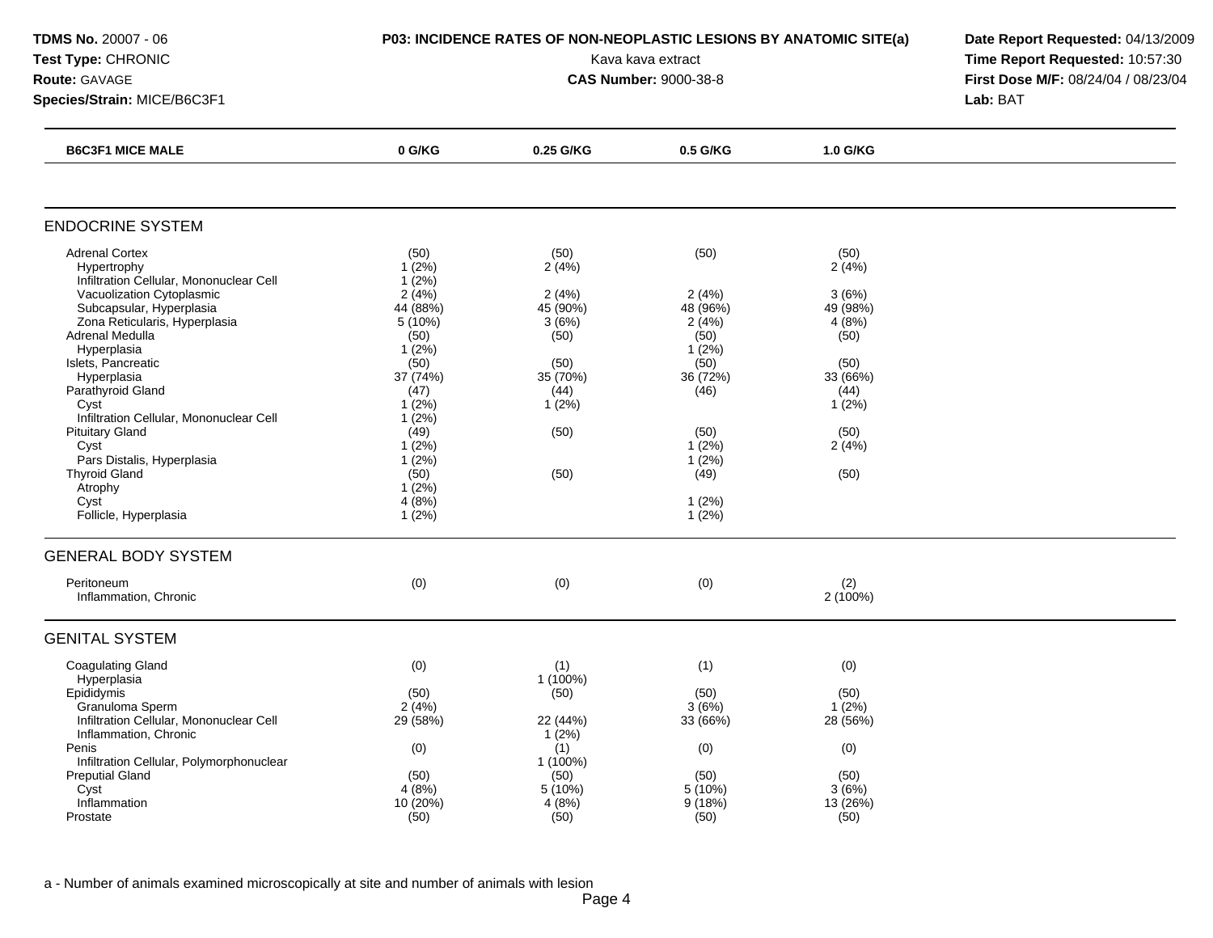**TDMS No.** 20007 - 06
**Test Type:** CHRONIC
**Route:** GAVAGE
**Species/Strain:** MICE/B6C3F1

**P03: INCIDENCE RATES OF NON-NEOPLASTIC LESIONS BY ANATOMIC SITE(a)**
Kava kava extract
**CAS Number:** 9000-38-8

**Date Report Requested:** 04/13/2009
**Time Report Requested:** 10:57:30
**First Dose M/F:** 08/24/04 / 08/23/04
**Lab:** BAT

| B6C3F1 MICE MALE | 0 G/KG | 0.25 G/KG | 0.5 G/KG | 1.0 G/KG |
|---|---|---|---|---|
| **ENDOCRINE SYSTEM** | | | | |
| Adrenal Cortex | (50) | (50) | (50) | (50) |
| Hypertrophy | 1 (2%) | 2 (4%) | | 2 (4%) |
| Infiltration Cellular, Mononuclear Cell | 1 (2%) | | | |
| Vacuolization Cytoplasmic | 2 (4%) | 2 (4%) | 2 (4%) | 3 (6%) |
| Subcapsular, Hyperplasia | 44 (88%) | 45 (90%) | 48 (96%) | 49 (98%) |
| Zona Reticularis, Hyperplasia | 5 (10%) | 3 (6%) | 2 (4%) | 4 (8%) |
| Adrenal Medulla | (50) | (50) | (50) | (50) |
| Hyperplasia | 1 (2%) | | 1 (2%) | |
| Islets, Pancreatic | (50) | (50) | (50) | (50) |
| Hyperplasia | 37 (74%) | 35 (70%) | 36 (72%) | 33 (66%) |
| Parathyroid Gland | (47) | (44) | (46) | (44) |
| Cyst | 1 (2%) | 1 (2%) | | 1 (2%) |
| Infiltration Cellular, Mononuclear Cell | 1 (2%) | | | |
| Pituitary Gland | (49) | (50) | (50) | (50) |
| Cyst | 1 (2%) | | 1 (2%) | 2 (4%) |
| Pars Distalis, Hyperplasia | 1 (2%) | | 1 (2%) | |
| Thyroid Gland | (50) | (50) | (49) | (50) |
| Atrophy | 1 (2%) | | | |
| Cyst | 4 (8%) | | 1 (2%) | |
| Follicle, Hyperplasia | 1 (2%) | | 1 (2%) | |
| **GENERAL BODY SYSTEM** | | | | |
| Peritoneum | (0) | (0) | (0) | (2) |
| Inflammation, Chronic | | | | 2 (100%) |
| **GENITAL SYSTEM** | | | | |
| Coagulating Gland | (0) | (1) | (1) | (0) |
| Hyperplasia | | 1 (100%) | | |
| Epididymis | (50) | (50) | (50) | (50) |
| Granuloma Sperm | 2 (4%) | | 3 (6%) | 1 (2%) |
| Infiltration Cellular, Mononuclear Cell | 29 (58%) | 22 (44%) | 33 (66%) | 28 (56%) |
| Inflammation, Chronic | | 1 (2%) | | |
| Penis | (0) | (1) | (0) | (0) |
| Infiltration Cellular, Polymorphonuclear | | 1 (100%) | | |
| Preputial Gland | (50) | (50) | (50) | (50) |
| Cyst | 4 (8%) | 5 (10%) | 5 (10%) | 3 (6%) |
| Inflammation | 10 (20%) | 4 (8%) | 9 (18%) | 13 (26%) |
| Prostate | (50) | (50) | (50) | (50) |

a - Number of animals examined microscopically at site and number of animals with lesion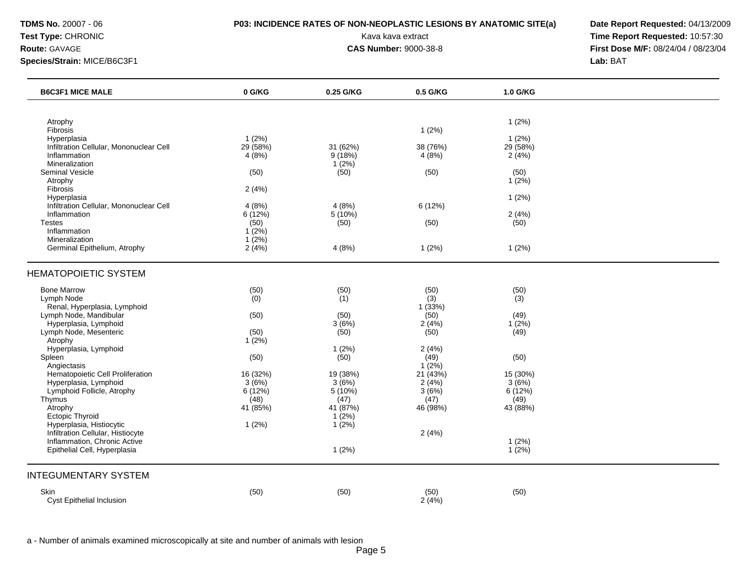**TDMS No.** 20007 - 06
**Test Type:** CHRONIC
**Route:** GAVAGE
**Species/Strain:** MICE/B6C3F1

**P03: INCIDENCE RATES OF NON-NEOPLASTIC LESIONS BY ANATOMIC SITE(a)**
Kava kava extract
**CAS Number:** 9000-38-8

**Date Report Requested:** 04/13/2009
**Time Report Requested:** 10:57:30
**First Dose M/F:** 08/24/04 / 08/23/04
**Lab:** BAT

| B6C3F1 MICE MALE | 0 G/KG | 0.25 G/KG | 0.5 G/KG | 1.0 G/KG |
|---|---|---|---|---|
| Atrophy | | | | 1 (2%) |
| Fibrosis | | | 1 (2%) | |
| Hyperplasia | 1 (2%) | | | 1 (2%) |
| Infiltration Cellular, Mononuclear Cell | 29 (58%) | 31 (62%) | 38 (76%) | 29 (58%) |
| Inflammation | 4 (8%) | 9 (18%) | 4 (8%) | 2 (4%) |
| Mineralization | | 1 (2%) | | |
| Seminal Vesicle | (50) | (50) | (50) | (50) |
| Atrophy | | | | 1 (2%) |
| Fibrosis | 2 (4%) | | | |
| Hyperplasia | | | | 1 (2%) |
| Infiltration Cellular, Mononuclear Cell | 4 (8%) | 4 (8%) | 6 (12%) | |
| Inflammation | 6 (12%) | 5 (10%) | | 2 (4%) |
| Testes | (50) | (50) | (50) | (50) |
| Inflammation | 1 (2%) | | | |
| Mineralization | 1 (2%) | | | |
| Germinal Epithelium, Atrophy | 2 (4%) | 4 (8%) | 1 (2%) | 1 (2%) |

## HEMATOPOIETIC SYSTEM

| | 0 G/KG | 0.25 G/KG | 0.5 G/KG | 1.0 G/KG |
|---|---|---|---|---|
| Bone Marrow | (50) | (50) | (50) | (50) |
| Lymph Node | (0) | (1) | (3) | (3) |
| Renal, Hyperplasia, Lymphoid | | | 1 (33%) | |
| Lymph Node, Mandibular | (50) | (50) | (50) | (49) |
| Hyperplasia, Lymphoid | | 3 (6%) | 2 (4%) | 1 (2%) |
| Lymph Node, Mesenteric | (50) | (50) | (50) | (49) |
| Atrophy | 1 (2%) | | | |
| Hyperplasia, Lymphoid | | 1 (2%) | 2 (4%) | |
| Spleen | (50) | (50) | (49) | (50) |
| Angiectasis | | | 1 (2%) | |
| Hematopoietic Cell Proliferation | 16 (32%) | 19 (38%) | 21 (43%) | 15 (30%) |
| Hyperplasia, Lymphoid | 3 (6%) | 3 (6%) | 2 (4%) | 3 (6%) |
| Lymphoid Follicle, Atrophy | 6 (12%) | 5 (10%) | 3 (6%) | 6 (12%) |
| Thymus | (48) | (47) | (47) | (49) |
| Atrophy | 41 (85%) | 41 (87%) | 46 (98%) | 43 (88%) |
| Ectopic Thyroid | | 1 (2%) | | |
| Hyperplasia, Histiocytic | 1 (2%) | 1 (2%) | | |
| Infiltration Cellular, Histiocyte | | | 2 (4%) | |
| Inflammation, Chronic Active | | | | 1 (2%) |
| Epithelial Cell, Hyperplasia | | 1 (2%) | | 1 (2%) |

## INTEGUMENTARY SYSTEM

| | 0 G/KG | 0.25 G/KG | 0.5 G/KG | 1.0 G/KG |
|---|---|---|---|---|
| Skin | (50) | (50) | (50) | (50) |
| Cyst Epithelial Inclusion | | | 2 (4%) | |

a - Number of animals examined microscopically at site and number of animals with lesion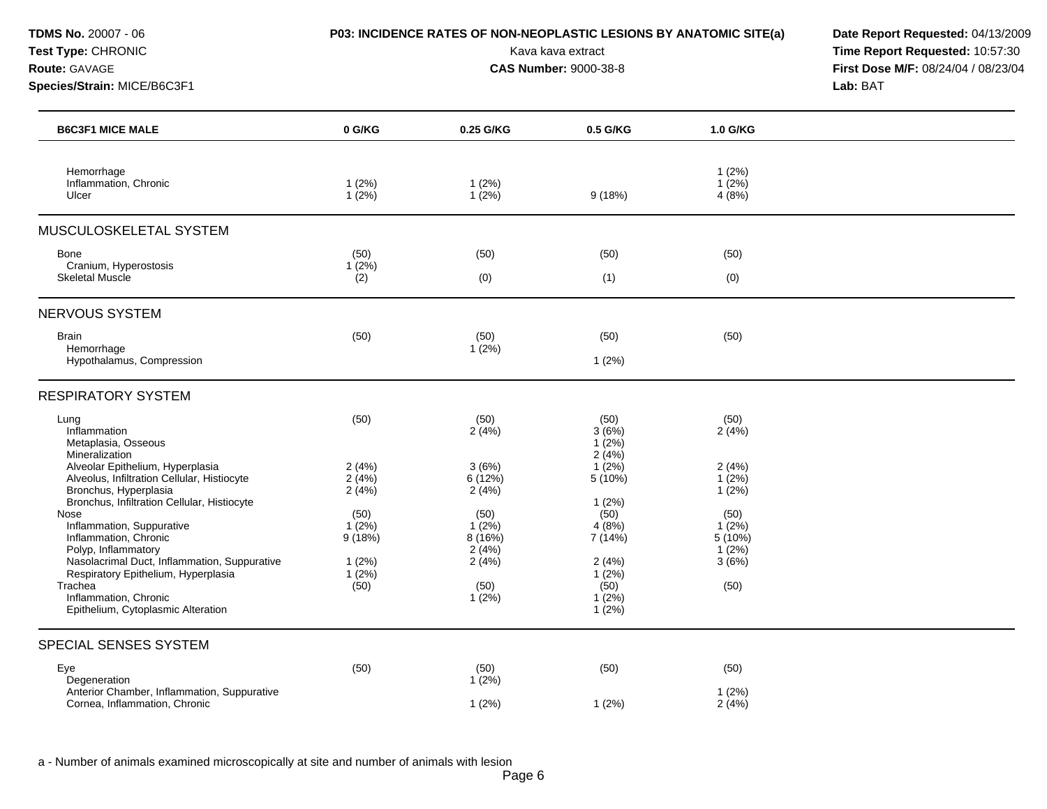**TDMS No.** 20007 - 06
**Test Type:** CHRONIC
**Route:** GAVAGE
**Species/Strain:** MICE/B6C3F1

**P03: INCIDENCE RATES OF NON-NEOPLASTIC LESIONS BY ANATOMIC SITE(a)**
Kava kava extract
**CAS Number:** 9000-38-8

**Date Report Requested:** 04/13/2009
**Time Report Requested:** 10:57:30
**First Dose M/F:** 08/24/04 / 08/23/04
**Lab:** BAT

| B6C3F1 MICE MALE | 0 G/KG | 0.25 G/KG | 0.5 G/KG | 1.0 G/KG |
|---|---|---|---|---|
| Hemorrhage | | | | 1 (2%) |
| Inflammation, Chronic | 1 (2%) | 1 (2%) | | 1 (2%) |
| Ulcer | 1 (2%) | 1 (2%) | 9 (18%) | 4 (8%) |
| **MUSCULOSKELETAL SYSTEM** | | | | |
| Bone | (50) | (50) | (50) | (50) |
| Cranium, Hyperostosis | 1 (2%) | | | |
| Skeletal Muscle | (2) | (0) | (1) | (0) |
| **NERVOUS SYSTEM** | | | | |
| Brain | (50) | (50) | (50) | (50) |
| Hemorrhage | | 1 (2%) | | |
| Hypothalamus, Compression | | | 1 (2%) | |
| **RESPIRATORY SYSTEM** | | | | |
| Lung | (50) | (50) | (50) | (50) |
| Inflammation | | 2 (4%) | 3 (6%) | 2 (4%) |
| Metaplasia, Osseous | | | 1 (2%) | |
| Mineralization | | | 2 (4%) | |
| Alveolar Epithelium, Hyperplasia | 2 (4%) | 3 (6%) | 1 (2%) | 2 (4%) |
| Alveolus, Infiltration Cellular, Histiocyte | 2 (4%) | 6 (12%) | 5 (10%) | 1 (2%) |
| Bronchus, Hyperplasia | 2 (4%) | 2 (4%) | | 1 (2%) |
| Bronchus, Infiltration Cellular, Histiocyte | | | 1 (2%) | |
| Nose | (50) | (50) | (50) | (50) |
| Inflammation, Suppurative | 1 (2%) | 1 (2%) | 4 (8%) | 1 (2%) |
| Inflammation, Chronic | 9 (18%) | 8 (16%) | 7 (14%) | 5 (10%) |
| Polyp, Inflammatory | | 2 (4%) | | 1 (2%) |
| Nasolacrimal Duct, Inflammation, Suppurative | 1 (2%) | 2 (4%) | 2 (4%) | 3 (6%) |
| Respiratory Epithelium, Hyperplasia | 1 (2%) | | 1 (2%) | |
| Trachea | (50) | (50) | (50) | (50) |
| Inflammation, Chronic | | 1 (2%) | 1 (2%) | |
| Epithelium, Cytoplasmic Alteration | | | 1 (2%) | |
| **SPECIAL SENSES SYSTEM** | | | | |
| Eye | (50) | (50) | (50) | (50) |
| Degeneration | | 1 (2%) | | |
| Anterior Chamber, Inflammation, Suppurative | | | | 1 (2%) |
| Cornea, Inflammation, Chronic | | 1 (2%) | 1 (2%) | 2 (4%) |

a - Number of animals examined microscopically at site and number of animals with lesion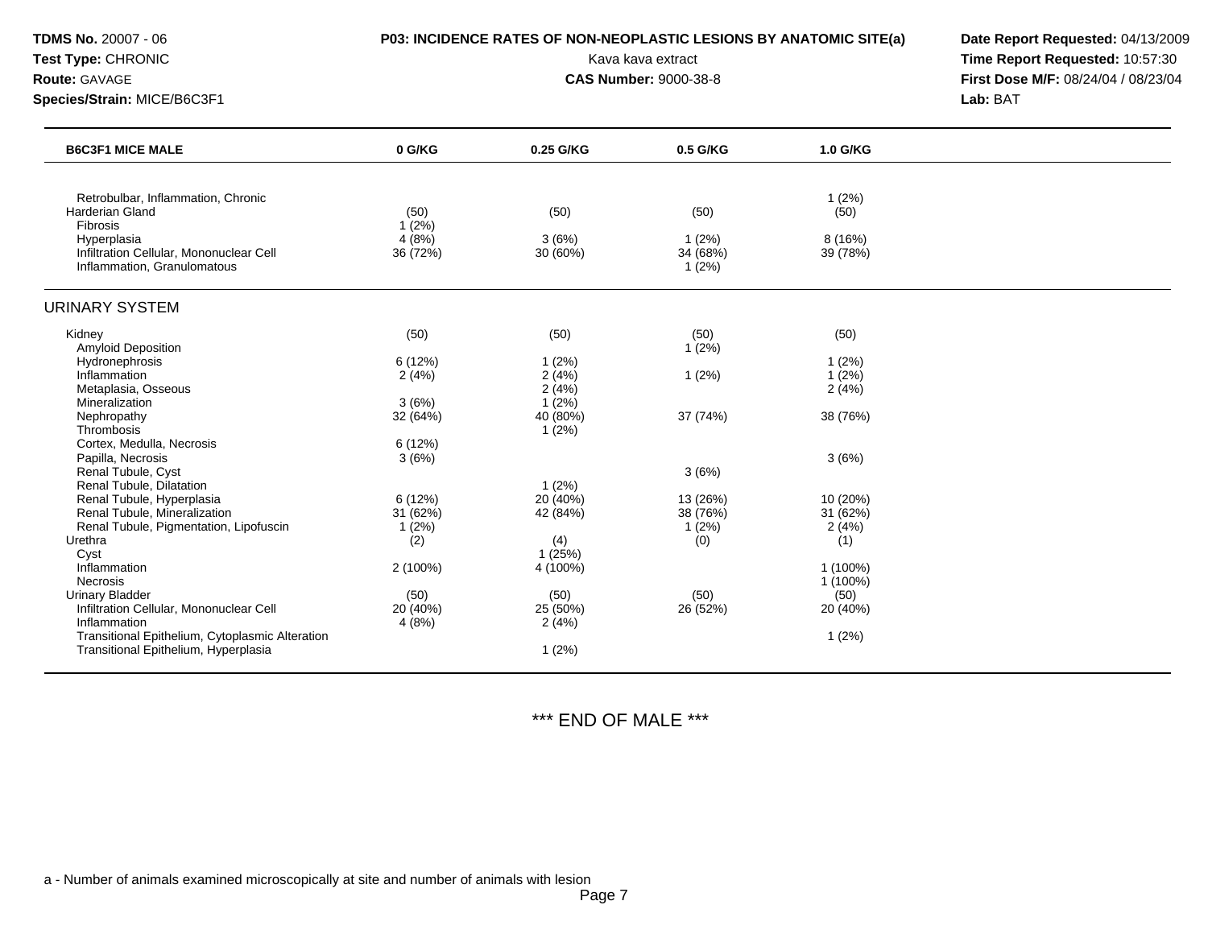**TDMS No.** 20007 - 06
**Test Type:** CHRONIC
**Route:** GAVAGE
**Species/Strain:** MICE/B6C3F1

**P03: INCIDENCE RATES OF NON-NEOPLASTIC LESIONS BY ANATOMIC SITE(a)**
Kava kava extract
**CAS Number:** 9000-38-8

**Date Report Requested:** 04/13/2009
**Time Report Requested:** 10:57:30
**First Dose M/F:** 08/24/04 / 08/23/04
**Lab:** BAT

| B6C3F1 MICE MALE | 0 G/KG | 0.25 G/KG | 0.5 G/KG | 1.0 G/KG |
|---|---|---|---|---|
| Retrobulbar, Inflammation, Chronic | | | | 1 (2%) |
| Harderian Gland | (50) | (50) | (50) | (50) |
| Fibrosis | 1 (2%) | | | |
| Hyperplasia | 4 (8%) | 3 (6%) | 1 (2%) | 8 (16%) |
| Infiltration Cellular, Mononuclear Cell | 36 (72%) | 30 (60%) | 34 (68%) | 39 (78%) |
| Inflammation, Granulomatous | | | 1 (2%) | |
| **URINARY SYSTEM** | | | | |
| Kidney | (50) | (50) | (50) | (50) |
| Amyloid Deposition | | | 1 (2%) | |
| Hydronephrosis | 6 (12%) | 1 (2%) | | 1 (2%) |
| Inflammation | 2 (4%) | 2 (4%) | 1 (2%) | 1 (2%) |
| Metaplasia, Osseous | | 2 (4%) | | 2 (4%) |
| Mineralization | 3 (6%) | 1 (2%) | | |
| Nephropathy | 32 (64%) | 40 (80%) | 37 (74%) | 38 (76%) |
| Thrombosis | | 1 (2%) | | |
| Cortex, Medulla, Necrosis | 6 (12%) | | | |
| Papilla, Necrosis | 3 (6%) | | | 3 (6%) |
| Renal Tubule, Cyst | | | 3 (6%) | |
| Renal Tubule, Dilatation | | 1 (2%) | | |
| Renal Tubule, Hyperplasia | 6 (12%) | 20 (40%) | 13 (26%) | 10 (20%) |
| Renal Tubule, Mineralization | 31 (62%) | 42 (84%) | 38 (76%) | 31 (62%) |
| Renal Tubule, Pigmentation, Lipofuscin | 1 (2%) | | 1 (2%) | 2 (4%) |
| Urethra | (2) | (4) | (0) | (1) |
| Cyst | | 1 (25%) | | |
| Inflammation | 2 (100%) | 4 (100%) | | 1 (100%) |
| Necrosis | | | | 1 (100%) |
| Urinary Bladder | (50) | (50) | (50) | (50) |
| Infiltration Cellular, Mononuclear Cell | 20 (40%) | 25 (50%) | 26 (52%) | 20 (40%) |
| Inflammation | 4 (8%) | 2 (4%) | | |
| Transitional Epithelium, Cytoplasmic Alteration | | | | 1 (2%) |
| Transitional Epithelium, Hyperplasia | | 1 (2%) | | |

*** END OF MALE ***

a - Number of animals examined microscopically at site and number of animals with lesion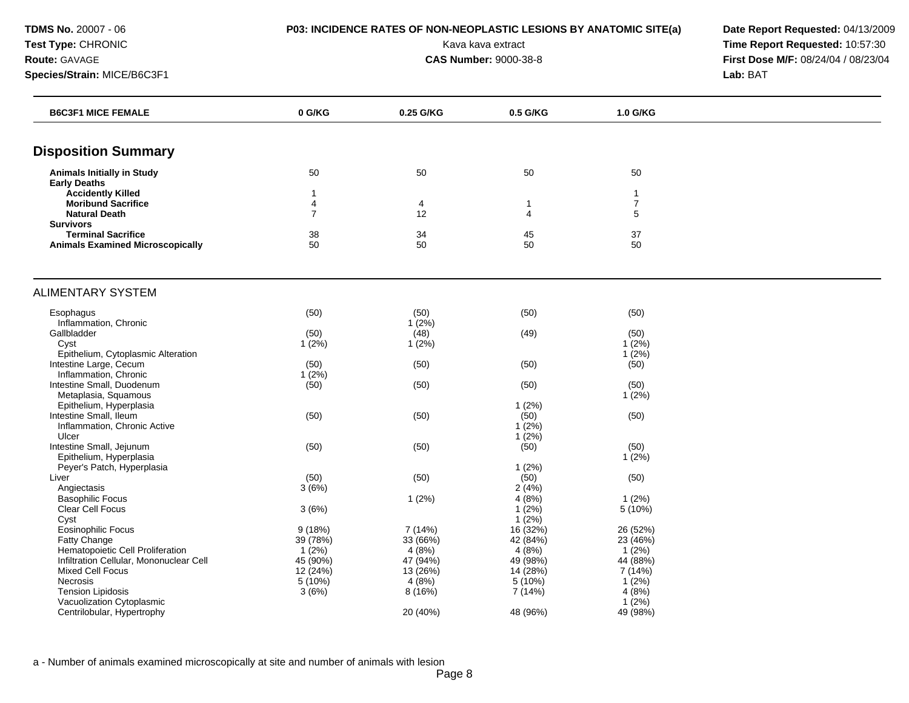**TDMS No.** 20007 - 06
**Test Type:** CHRONIC
**Route:** GAVAGE
**Species/Strain:** MICE/B6C3F1

**P03: INCIDENCE RATES OF NON-NEOPLASTIC LESIONS BY ANATOMIC SITE(a)**
Kava kava extract
**CAS Number:** 9000-38-8

**Date Report Requested:** 04/13/2009
**Time Report Requested:** 10:57:30
**First Dose M/F:** 08/24/04 / 08/23/04
**Lab:** BAT

| B6C3F1 MICE FEMALE | 0 G/KG | 0.25 G/KG | 0.5 G/KG | 1.0 G/KG |
|---|---|---|---|---|
| **Disposition Summary** | | | | |
| **Animals Initially in Study** | 50 | 50 | 50 | 50 |
| **Early Deaths** | | | | |
| **Accidently Killed** | 1 | | | 1 |
| **Moribund Sacrifice** | 4 | 4 | 1 | 7 |
| **Natural Death** | 7 | 12 | 4 | 5 |
| **Survivors** | | | | |
| **Terminal Sacrifice** | 38 | 34 | 45 | 37 |
| **Animals Examined Microscopically** | 50 | 50 | 50 | 50 |
| ALIMENTARY SYSTEM | | | | |
| Esophagus | (50) | (50) | (50) | (50) |
| Inflammation, Chronic | | 1 (2%) | | |
| Gallbladder | (50) | (48) | (49) | (50) |
| Cyst | 1 (2%) | 1 (2%) | | 1 (2%) |
| Epithelium, Cytoplasmic Alteration | | | | 1 (2%) |
| Intestine Large, Cecum | (50) | (50) | (50) | (50) |
| Inflammation, Chronic | 1 (2%) | | | |
| Intestine Small, Duodenum | (50) | (50) | (50) | (50) |
| Metaplasia, Squamous | | | | 1 (2%) |
| Epithelium, Hyperplasia | | | 1 (2%) | |
| Intestine Small, Ileum | (50) | (50) | (50) | (50) |
| Inflammation, Chronic Active | | | 1 (2%) | |
| Ulcer | | | 1 (2%) | |
| Intestine Small, Jejunum | (50) | (50) | (50) | (50) |
| Epithelium, Hyperplasia | | | | 1 (2%) |
| Peyer's Patch, Hyperplasia | | | 1 (2%) | |
| Liver | (50) | (50) | (50) | (50) |
| Angiectasis | 3 (6%) | | 2 (4%) | |
| Basophilic Focus | | 1 (2%) | 4 (8%) | 1 (2%) |
| Clear Cell Focus | 3 (6%) | | 1 (2%) | 5 (10%) |
| Cyst | | | 1 (2%) | |
| Eosinophilic Focus | 9 (18%) | 7 (14%) | 16 (32%) | 26 (52%) |
| Fatty Change | 39 (78%) | 33 (66%) | 42 (84%) | 23 (46%) |
| Hematopoietic Cell Proliferation | 1 (2%) | 4 (8%) | 4 (8%) | 1 (2%) |
| Infiltration Cellular, Mononuclear Cell | 45 (90%) | 47 (94%) | 49 (98%) | 44 (88%) |
| Mixed Cell Focus | 12 (24%) | 13 (26%) | 14 (28%) | 7 (14%) |
| Necrosis | 5 (10%) | 4 (8%) | 5 (10%) | 1 (2%) |
| Tension Lipidosis | 3 (6%) | 8 (16%) | 7 (14%) | 4 (8%) |
| Vacuolization Cytoplasmic | | | | 1 (2%) |
| Centrilobular, Hypertrophy | | 20 (40%) | 48 (96%) | 49 (98%) |

a - Number of animals examined microscopically at site and number of animals with lesion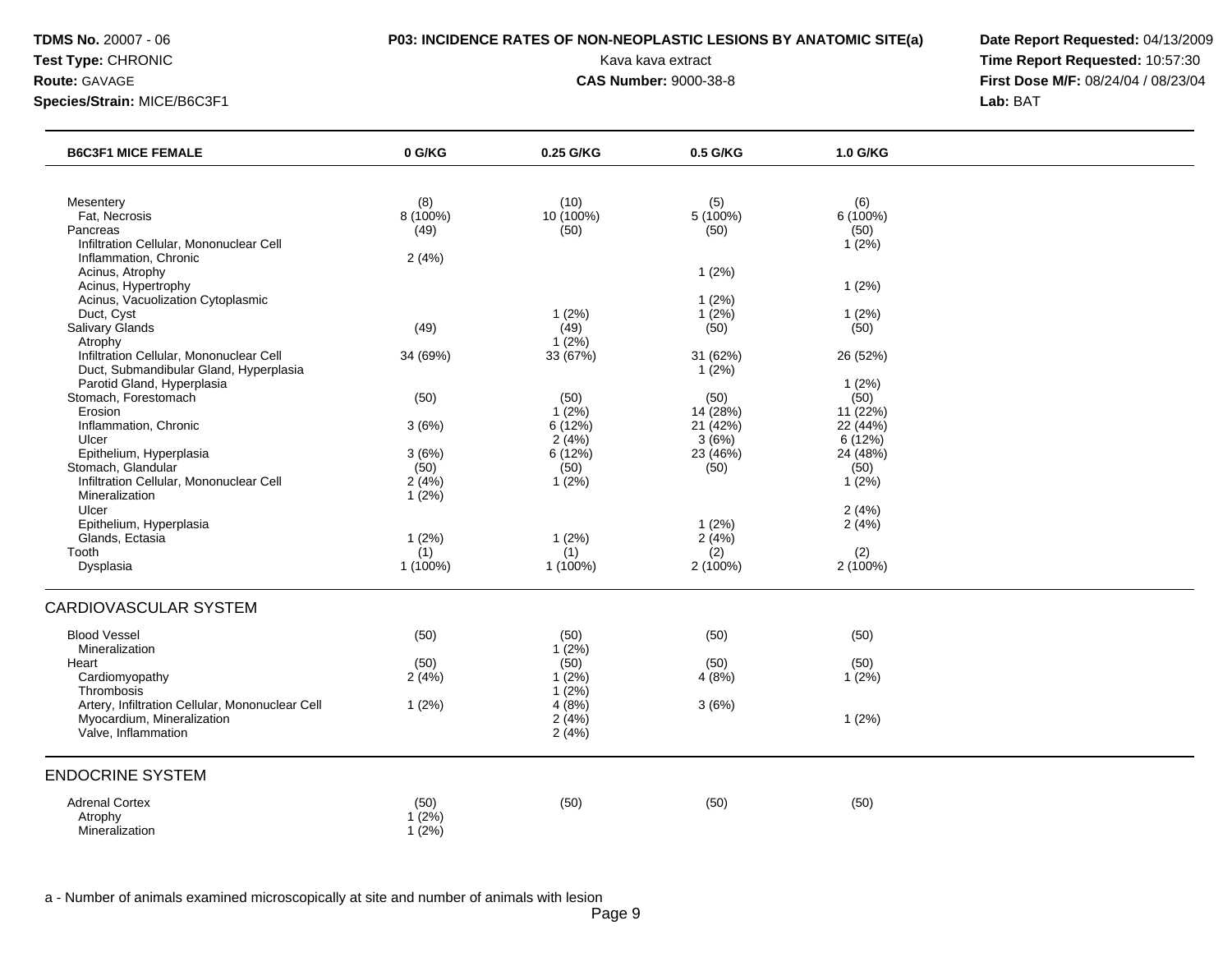**TDMS No.** 20007 - 06
**Test Type:** CHRONIC
**Route:** GAVAGE
**Species/Strain:** MICE/B6C3F1

**P03: INCIDENCE RATES OF NON-NEOPLASTIC LESIONS BY ANATOMIC SITE(a)**
Kava kava extract
**CAS Number:** 9000-38-8

**Date Report Requested:** 04/13/2009
**Time Report Requested:** 10:57:30
**First Dose M/F:** 08/24/04 / 08/23/04
**Lab:** BAT

| B6C3F1 MICE FEMALE | 0 G/KG | 0.25 G/KG | 0.5 G/KG | 1.0 G/KG |
|---|---|---|---|---|
| Mesentery | (8) | (10) | (5) | (6) |
| Fat, Necrosis | 8 (100%) | 10 (100%) | 5 (100%) | 6 (100%) |
| Pancreas | (49) | (50) | (50) | (50) |
| Infiltration Cellular, Mononuclear Cell | | | | 1 (2%) |
| Inflammation, Chronic | 2 (4%) | | | |
| Acinus, Atrophy | | | 1 (2%) | |
| Acinus, Hypertrophy | | | | 1 (2%) |
| Acinus, Vacuolization Cytoplasmic | | | 1 (2%) | |
| Duct, Cyst | | 1 (2%) | 1 (2%) | 1 (2%) |
| Salivary Glands | (49) | (49) | (50) | (50) |
| Atrophy | | 1 (2%) | | |
| Infiltration Cellular, Mononuclear Cell | 34 (69%) | 33 (67%) | 31 (62%) | 26 (52%) |
| Duct, Submandibular Gland, Hyperplasia | | | 1 (2%) | |
| Parotid Gland, Hyperplasia | | | | 1 (2%) |
| Stomach, Forestomach | (50) | (50) | (50) | (50) |
| Erosion | | 1 (2%) | 14 (28%) | 11 (22%) |
| Inflammation, Chronic | 3 (6%) | 6 (12%) | 21 (42%) | 22 (44%) |
| Ulcer | | 2 (4%) | 3 (6%) | 6 (12%) |
| Epithelium, Hyperplasia | 3 (6%) | 6 (12%) | 23 (46%) | 24 (48%) |
| Stomach, Glandular | (50) | (50) | (50) | (50) |
| Infiltration Cellular, Mononuclear Cell | 2 (4%) | 1 (2%) | | 1 (2%) |
| Mineralization | 1 (2%) | | | |
| Ulcer | | | | 2 (4%) |
| Epithelium, Hyperplasia | | | 1 (2%) | 2 (4%) |
| Glands, Ectasia | 1 (2%) | 1 (2%) | 2 (4%) | |
| Tooth | (1) | (1) | (2) | (2) |
| Dysplasia | 1 (100%) | 1 (100%) | 2 (100%) | 2 (100%) |

## CARDIOVASCULAR SYSTEM

| | 0 G/KG | 0.25 G/KG | 0.5 G/KG | 1.0 G/KG |
|---|---|---|---|---|
| Blood Vessel | (50) | (50) | (50) | (50) |
| Mineralization | | 1 (2%) | | |
| Heart | (50) | (50) | (50) | (50) |
| Cardiomyopathy | 2 (4%) | 1 (2%) | 4 (8%) | 1 (2%) |
| Thrombosis | | 1 (2%) | | |
| Artery, Infiltration Cellular, Mononuclear Cell | 1 (2%) | 4 (8%) | 3 (6%) | |
| Myocardium, Mineralization | | 2 (4%) | | 1 (2%) |
| Valve, Inflammation | | 2 (4%) | | |

## ENDOCRINE SYSTEM

| | 0 G/KG | 0.25 G/KG | 0.5 G/KG | 1.0 G/KG |
|---|---|---|---|---|
| Adrenal Cortex | (50) | (50) | (50) | (50) |
| Atrophy | 1 (2%) | | | |
| Mineralization | 1 (2%) | | | |

a - Number of animals examined microscopically at site and number of animals with lesion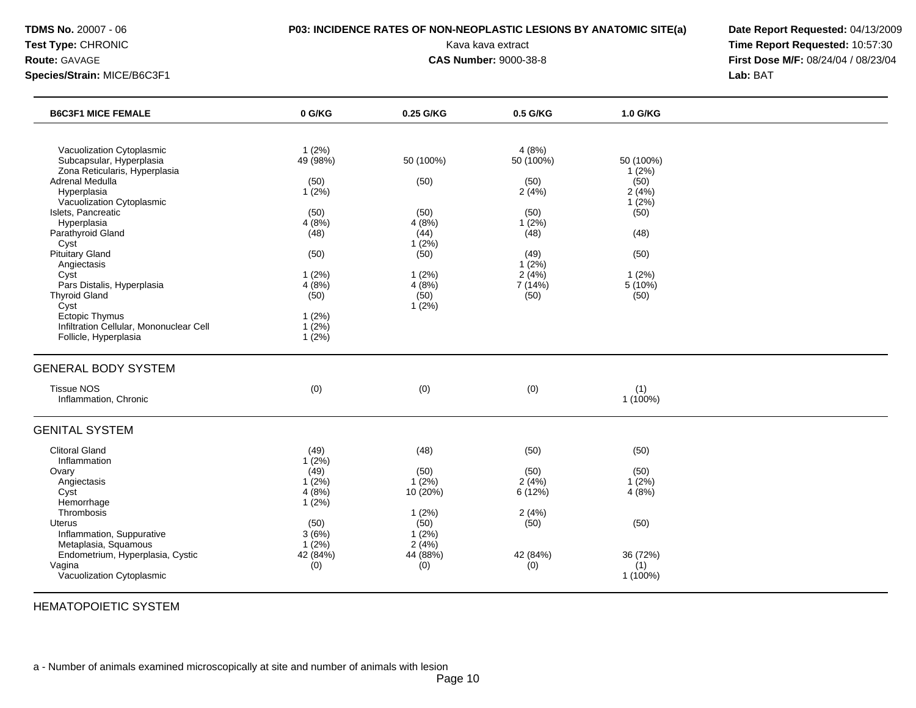**TDMS No.** 20007 - 06
**Test Type:** CHRONIC
**Route:** GAVAGE
**Species/Strain:** MICE/B6C3F1

**P03: INCIDENCE RATES OF NON-NEOPLASTIC LESIONS BY ANATOMIC SITE(a)**
Kava kava extract
**CAS Number:** 9000-38-8

**Date Report Requested:** 04/13/2009
**Time Report Requested:** 10:57:30
**First Dose M/F:** 08/24/04 / 08/23/04
**Lab:** BAT

| B6C3F1 MICE FEMALE | 0 G/KG | 0.25 G/KG | 0.5 G/KG | 1.0 G/KG |
|---|---|---|---|---|
| Vacuolization Cytoplasmic | 1 (2%) | | 4 (8%) | |
| Subcapsular, Hyperplasia | 49 (98%) | 50 (100%) | 50 (100%) | 50 (100%) |
| Zona Reticularis, Hyperplasia | | | | 1 (2%) |
| Adrenal Medulla | (50) | (50) | (50) | (50) |
| Hyperplasia | 1 (2%) | | 2 (4%) | 2 (4%) |
| Vacuolization Cytoplasmic | | | | 1 (2%) |
| Islets, Pancreatic | (50) | (50) | (50) | (50) |
| Hyperplasia | 4 (8%) | 4 (8%) | 1 (2%) | |
| Parathyroid Gland | (48) | (44) | (48) | (48) |
| Cyst | | 1 (2%) | | |
| Pituitary Gland | (50) | (50) | (49) | (50) |
| Angiectasis | | | 1 (2%) | |
| Cyst | 1 (2%) | 1 (2%) | 2 (4%) | 1 (2%) |
| Pars Distalis, Hyperplasia | 4 (8%) | 4 (8%) | 7 (14%) | 5 (10%) |
| Thyroid Gland | (50) | (50) | (50) | (50) |
| Cyst | | 1 (2%) | | |
| Ectopic Thymus | 1 (2%) | | | |
| Infiltration Cellular, Mononuclear Cell | 1 (2%) | | | |
| Follicle, Hyperplasia | 1 (2%) | | | |

## GENERAL BODY SYSTEM

| | 0 G/KG | 0.25 G/KG | 0.5 G/KG | 1.0 G/KG |
|---|---|---|---|---|
| Tissue NOS | (0) | (0) | (0) | (1) |
| Inflammation, Chronic | | | | 1 (100%) |

## GENITAL SYSTEM

| | 0 G/KG | 0.25 G/KG | 0.5 G/KG | 1.0 G/KG |
|---|---|---|---|---|
| Clitoral Gland | (49) | (48) | (50) | (50) |
| Inflammation | 1 (2%) | | | |
| Ovary | (49) | (50) | (50) | (50) |
| Angiectasis | 1 (2%) | 1 (2%) | 2 (4%) | 1 (2%) |
| Cyst | 4 (8%) | 10 (20%) | 6 (12%) | 4 (8%) |
| Hemorrhage | 1 (2%) | | | |
| Thrombosis | | 1 (2%) | 2 (4%) | |
| Uterus | (50) | (50) | (50) | (50) |
| Inflammation, Suppurative | 3 (6%) | 1 (2%) | | |
| Metaplasia, Squamous | 1 (2%) | 2 (4%) | | |
| Endometrium, Hyperplasia, Cystic | 42 (84%) | 44 (88%) | 42 (84%) | 36 (72%) |
| Vagina | (0) | (0) | (0) | (1) |
| Vacuolization Cytoplasmic | | | | 1 (100%) |

## HEMATOPOIETIC SYSTEM

a - Number of animals examined microscopically at site and number of animals with lesion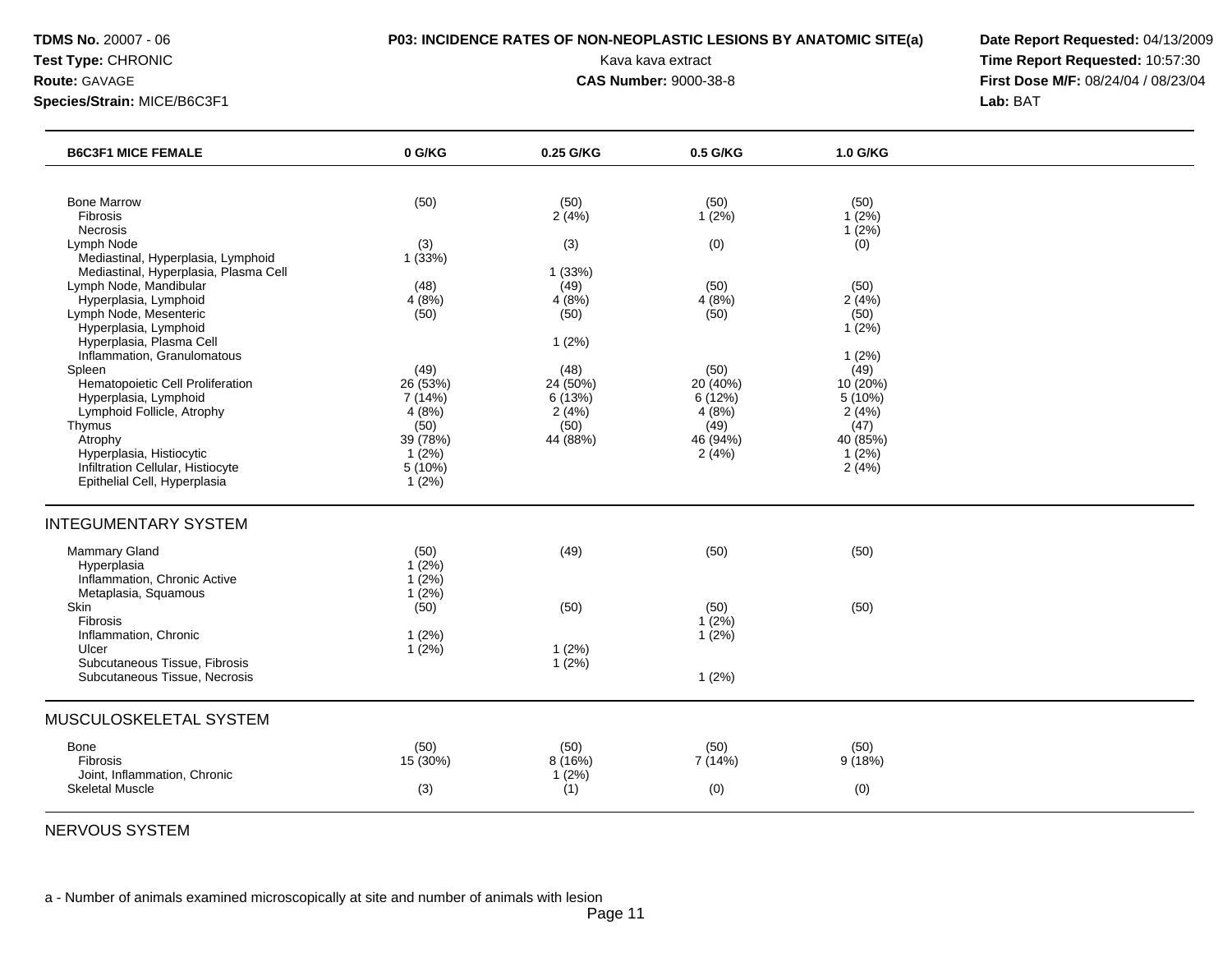**TDMS No.** 20007 - 06
**Test Type:** CHRONIC
**Route:** GAVAGE
**Species/Strain:** MICE/B6C3F1

**P03: INCIDENCE RATES OF NON-NEOPLASTIC LESIONS BY ANATOMIC SITE(a)**
Kava kava extract
**CAS Number:** 9000-38-8

**Date Report Requested:** 04/13/2009
**Time Report Requested:** 10:57:30
**First Dose M/F:** 08/24/04 / 08/23/04
**Lab:** BAT

| B6C3F1 MICE FEMALE | 0 G/KG | 0.25 G/KG | 0.5 G/KG | 1.0 G/KG |
|---|---|---|---|---|
| Bone Marrow | (50) | (50) | (50) | (50) |
| Fibrosis | | 2 (4%) | 1 (2%) | 1 (2%) |
| Necrosis | | | | 1 (2%) |
| Lymph Node | (3) | (3) | (0) | (0) |
| Mediastinal, Hyperplasia, Lymphoid | 1 (33%) | | | |
| Mediastinal, Hyperplasia, Plasma Cell | | 1 (33%) | | |
| Lymph Node, Mandibular | (48) | (49) | (50) | (50) |
| Hyperplasia, Lymphoid | 4 (8%) | 4 (8%) | 4 (8%) | 2 (4%) |
| Lymph Node, Mesenteric | (50) | (50) | (50) | (50) |
| Hyperplasia, Lymphoid | | | | 1 (2%) |
| Hyperplasia, Plasma Cell | | 1 (2%) | | |
| Inflammation, Granulomatous | | | | 1 (2%) |
| Spleen | (49) | (48) | (50) | (49) |
| Hematopoietic Cell Proliferation | 26 (53%) | 24 (50%) | 20 (40%) | 10 (20%) |
| Hyperplasia, Lymphoid | 7 (14%) | 6 (13%) | 6 (12%) | 5 (10%) |
| Lymphoid Follicle, Atrophy | 4 (8%) | 2 (4%) | 4 (8%) | 2 (4%) |
| Thymus | (50) | (50) | (49) | (47) |
| Atrophy | 39 (78%) | 44 (88%) | 46 (94%) | 40 (85%) |
| Hyperplasia, Histiocytic | 1 (2%) | | 2 (4%) | 1 (2%) |
| Infiltration Cellular, Histiocyte | 5 (10%) | | | 2 (4%) |
| Epithelial Cell, Hyperplasia | 1 (2%) | | | |

## INTEGUMENTARY SYSTEM

| | 0 G/KG | 0.25 G/KG | 0.5 G/KG | 1.0 G/KG |
|---|---|---|---|---|
| Mammary Gland | (50) | (49) | (50) | (50) |
| Hyperplasia | 1 (2%) | | | |
| Inflammation, Chronic Active | 1 (2%) | | | |
| Metaplasia, Squamous | 1 (2%) | | | |
| Skin | (50) | (50) | (50) | (50) |
| Fibrosis | | | 1 (2%) | |
| Inflammation, Chronic | 1 (2%) | | 1 (2%) | |
| Ulcer | 1 (2%) | 1 (2%) | | |
| Subcutaneous Tissue, Fibrosis | | 1 (2%) | | |
| Subcutaneous Tissue, Necrosis | | | 1 (2%) | |

## MUSCULOSKELETAL SYSTEM

| | 0 G/KG | 0.25 G/KG | 0.5 G/KG | 1.0 G/KG |
|---|---|---|---|---|
| Bone | (50) | (50) | (50) | (50) |
| Fibrosis | 15 (30%) | 8 (16%) | 7 (14%) | 9 (18%) |
| Joint, Inflammation, Chronic | | 1 (2%) | | |
| Skeletal Muscle | (3) | (1) | (0) | (0) |

## NERVOUS SYSTEM

a - Number of animals examined microscopically at site and number of animals with lesion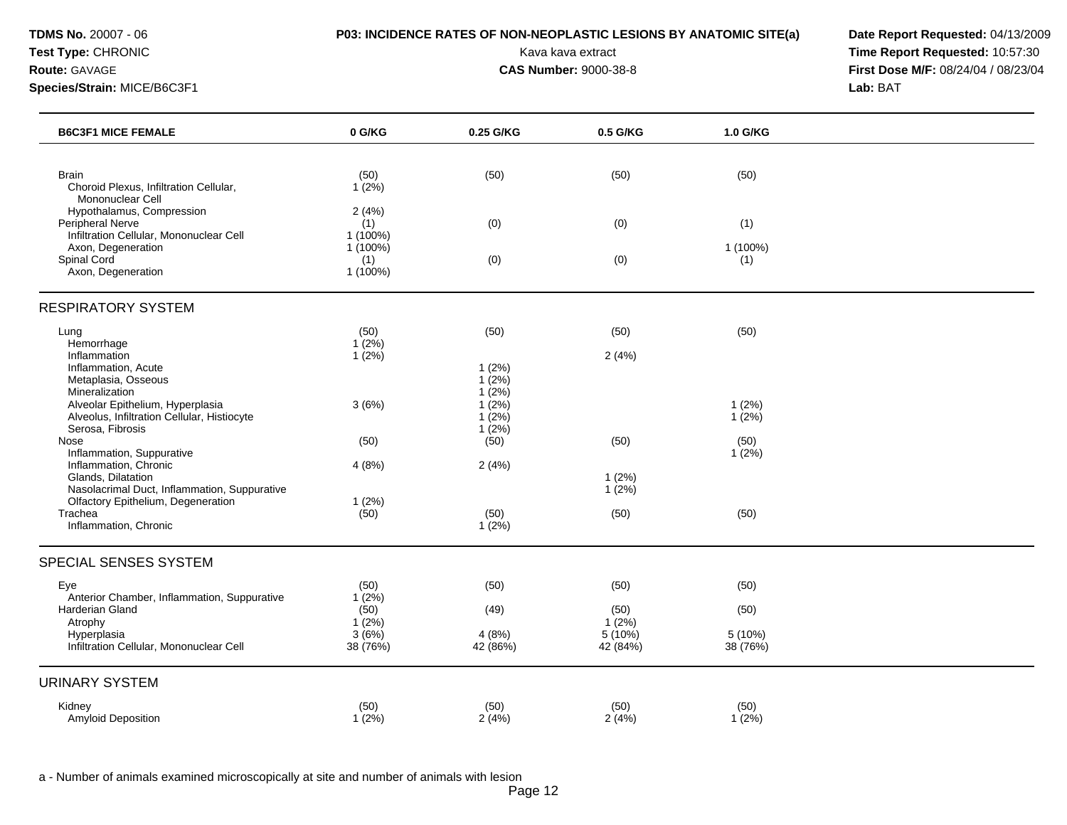**TDMS No.** 20007 - 06
**Test Type:** CHRONIC
**Route:** GAVAGE
**Species/Strain:** MICE/B6C3F1

**P03: INCIDENCE RATES OF NON-NEOPLASTIC LESIONS BY ANATOMIC SITE(a)**
Kava kava extract
**CAS Number:** 9000-38-8

**Date Report Requested:** 04/13/2009
**Time Report Requested:** 10:57:30
**First Dose M/F:** 08/24/04 / 08/23/04
**Lab:** BAT

| B6C3F1 MICE FEMALE | 0 G/KG | 0.25 G/KG | 0.5 G/KG | 1.0 G/KG |
|---|---|---|---|---|
| Brain | (50) | (50) | (50) | (50) |
| Choroid Plexus, Infiltration Cellular, Mononuclear Cell | 1 (2%) | | | |
| Hypothalamus, Compression | 2 (4%) | | | |
| Peripheral Nerve | (1) | (0) | (0) | (1) |
| Infiltration Cellular, Mononuclear Cell | 1 (100%) | | | |
| Axon, Degeneration | 1 (100%) | | | 1 (100%) |
| Spinal Cord | (1) | (0) | (0) | (1) |
| Axon, Degeneration | 1 (100%) | | | |
| **RESPIRATORY SYSTEM** | | | | |
| Lung | (50) | (50) | (50) | (50) |
| Hemorrhage | 1 (2%) | | | |
| Inflammation | 1 (2%) | | 2 (4%) | |
| Inflammation, Acute | | 1 (2%) | | |
| Metaplasia, Osseous | | 1 (2%) | | |
| Mineralization | | 1 (2%) | | |
| Alveolar Epithelium, Hyperplasia | 3 (6%) | 1 (2%) | | 1 (2%) |
| Alveolus, Infiltration Cellular, Histiocyte | | 1 (2%) | | 1 (2%) |
| Serosa, Fibrosis | | 1 (2%) | | |
| Nose | (50) | (50) | (50) | (50) |
| Inflammation, Suppurative | | | | 1 (2%) |
| Inflammation, Chronic | 4 (8%) | 2 (4%) | | |
| Glands, Dilatation | | | 1 (2%) | |
| Nasolacrimal Duct, Inflammation, Suppurative | | | 1 (2%) | |
| Olfactory Epithelium, Degeneration | 1 (2%) | | | |
| Trachea | (50) | (50) | (50) | (50) |
| Inflammation, Chronic | | 1 (2%) | | |
| **SPECIAL SENSES SYSTEM** | | | | |
| Eye | (50) | (50) | (50) | (50) |
| Anterior Chamber, Inflammation, Suppurative | 1 (2%) | | | |
| Harderian Gland | (50) | (49) | (50) | (50) |
| Atrophy | 1 (2%) | | 1 (2%) | |
| Hyperplasia | 3 (6%) | 4 (8%) | 5 (10%) | 5 (10%) |
| Infiltration Cellular, Mononuclear Cell | 38 (76%) | 42 (86%) | 42 (84%) | 38 (76%) |
| **URINARY SYSTEM** | | | | |
| Kidney | (50) | (50) | (50) | (50) |
| Amyloid Deposition | 1 (2%) | 2 (4%) | 2 (4%) | 1 (2%) |

a - Number of animals examined microscopically at site and number of animals with lesion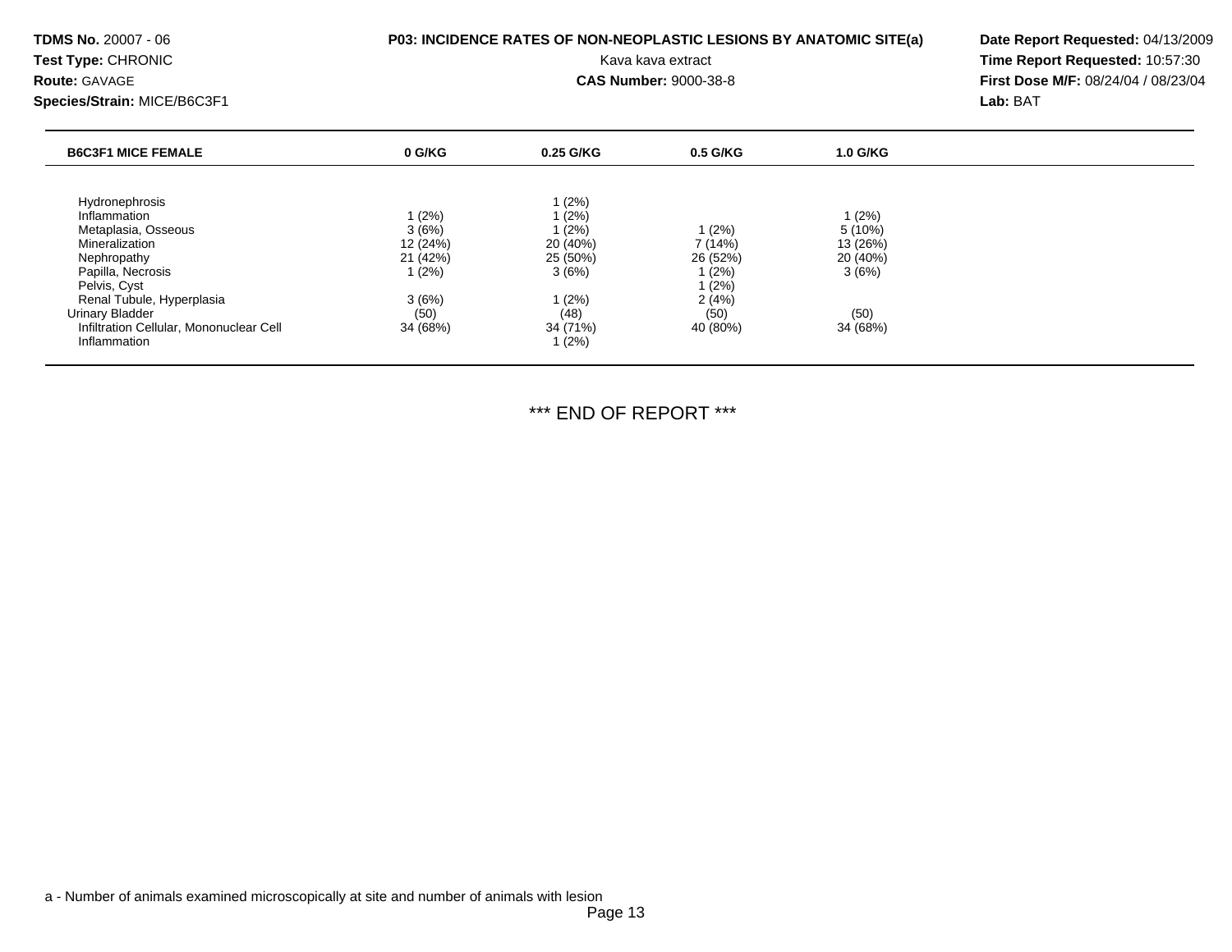**TDMS No.** 20007 - 06
**Test Type:** CHRONIC
**Route:** GAVAGE
**Species/Strain:** MICE/B6C3F1

**P03: INCIDENCE RATES OF NON-NEOPLASTIC LESIONS BY ANATOMIC SITE(a)**
Kava kava extract
**CAS Number:** 9000-38-8

**Date Report Requested:** 04/13/2009
**Time Report Requested:** 10:57:30
**First Dose M/F:** 08/24/04 / 08/23/04
**Lab:** BAT

| B6C3F1 MICE FEMALE | 0 G/KG | 0.25 G/KG | 0.5 G/KG | 1.0 G/KG |
|---|---|---|---|---|
| Hydronephrosis | | 1 (2%) | | |
| Inflammation | 1 (2%) | 1 (2%) | | 1 (2%) |
| Metaplasia, Osseous | 3 (6%) | 1 (2%) | 1 (2%) | 5 (10%) |
| Mineralization | 12 (24%) | 20 (40%) | 7 (14%) | 13 (26%) |
| Nephropathy | 21 (42%) | 25 (50%) | 26 (52%) | 20 (40%) |
| Papilla, Necrosis | 1 (2%) | 3 (6%) | 1 (2%) | 3 (6%) |
| Pelvis, Cyst | | | 1 (2%) | |
| Renal Tubule, Hyperplasia | 3 (6%) | 1 (2%) | 2 (4%) | |
| Urinary Bladder | (50) | (48) | (50) | (50) |
| Infiltration Cellular, Mononuclear Cell | 34 (68%) | 34 (71%) | 40 (80%) | 34 (68%) |
| Inflammation | | 1 (2%) | | |

\*\*\* END OF REPORT \*\*\*

a - Number of animals examined microscopically at site and number of animals with lesion